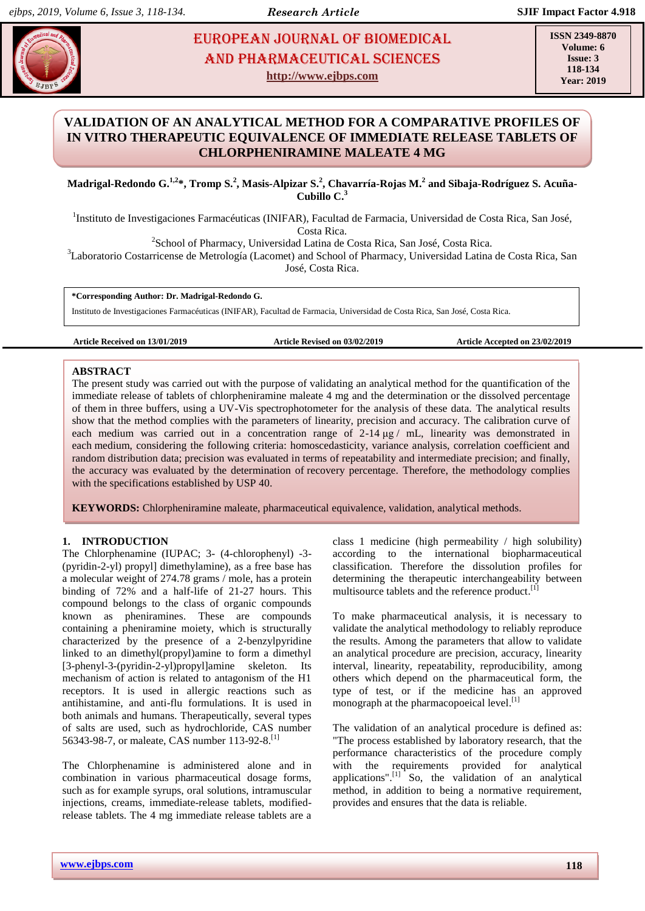# VALIDATION OF AN ANALYTICAL METHOD FOR A COMPARATIVE PROFILES OF IN VITRO THERAPEUTIC EQUIVALENCE OF IMMEDIATE RELEASE TABLETS OF CHLORPHENIRAMINE MALEATE 4 MG

**Madrigal-Redondo G.[1,2]\*, Tromp S.[2], Masis-Alpizar S.[2], Chavarría-Rojas M.[2] and Sibaja-Rodríguez S. Acuña-Cubillo C.[3]**

[1]Instituto de Investigaciones Farmacéuticas (INIFAR), Facultad de Farmacia, Universidad de Costa Rica, San José, Costa Rica.

[2]School of Pharmacy, Universidad Latina de Costa Rica, San José, Costa Rica.

[3]Laboratorio Costarricense de Metrología (Lacomet) and School of Pharmacy, Universidad Latina de Costa Rica, San José, Costa Rica.

**\*Corresponding Author: Dr. Madrigal-Redondo G.**

Instituto de Investigaciones Farmacéuticas (INIFAR), Facultad de Farmacia, Universidad de Costa Rica, San José, Costa Rica.

**Article Received on 13/01/2019** | **Article Revised on 03/02/2019** | **Article Accepted on 23/02/2019**

## ABSTRACT

The present study was carried out with the purpose of validating an analytical method for the quantification of the immediate release of tablets of chlorpheniramine maleate 4 mg and the determination or the dissolved percentage of them in three buffers, using a UV-Vis spectrophotometer for the analysis of these data. The analytical results show that the method complies with the parameters of linearity, precision and accuracy. The calibration curve of each medium was carried out in a concentration range of 2-14 µg / mL, linearity was demonstrated in each medium, considering the following criteria: homoscedasticity, variance analysis, correlation coefficient and random distribution data; precision was evaluated in terms of repeatability and intermediate precision; and finally, the accuracy was evaluated by the determination of recovery percentage. Therefore, the methodology complies with the specifications established by USP 40.

**KEYWORDS:** Chlorpheniramine maleate, pharmaceutical equivalence, validation, analytical methods.

## 1. INTRODUCTION

The Chlorphenamine (IUPAC; 3- (4-chlorophenyl) -3-(pyridin-2-yl) propyl] dimethylamine), as a free base has a molecular weight of 274.78 grams / mole, has a protein binding of 72% and a half-life of 21-27 hours. This compound belongs to the class of organic compounds known as pheniramines. These are compounds containing a pheniramine moiety, which is structurally characterized by the presence of a 2-benzylpyridine linked to an dimethyl(propyl)amine to form a dimethyl [3-phenyl-3-(pyridin-2-yl)propyl]amine skeleton. Its mechanism of action is related to antagonism of the H1 receptors. It is used in allergic reactions such as antihistamine, and anti-flu formulations. It is used in both animals and humans. Therapeutically, several types of salts are used, such as hydrochloride, CAS number 56343-98-7, or maleate, CAS number 113-92-8.[1]

The Chlorphenamine is administered alone and in combination in various pharmaceutical dosage forms, such as for example syrups, oral solutions, intramuscular injections, creams, immediate-release tablets, modified-release tablets. The 4 mg immediate release tablets are a class 1 medicine (high permeability / high solubility) according to the international biopharmaceutical classification. Therefore the dissolution profiles for determining the therapeutic interchangeability between multisource tablets and the reference product.[1]

To make pharmaceutical analysis, it is necessary to validate the analytical methodology to reliably reproduce the results. Among the parameters that allow to validate an analytical procedure are precision, accuracy, linearity interval, linearity, repeatability, reproducibility, among others which depend on the pharmaceutical form, the type of test, or if the medicine has an approved monograph at the pharmacopoeical level.[1]

The validation of an analytical procedure is defined as: "The process established by laboratory research, that the performance characteristics of the procedure comply with the requirements provided for analytical applications".[1] So, the validation of an analytical method, in addition to being a normative requirement, provides and ensures that the data is reliable.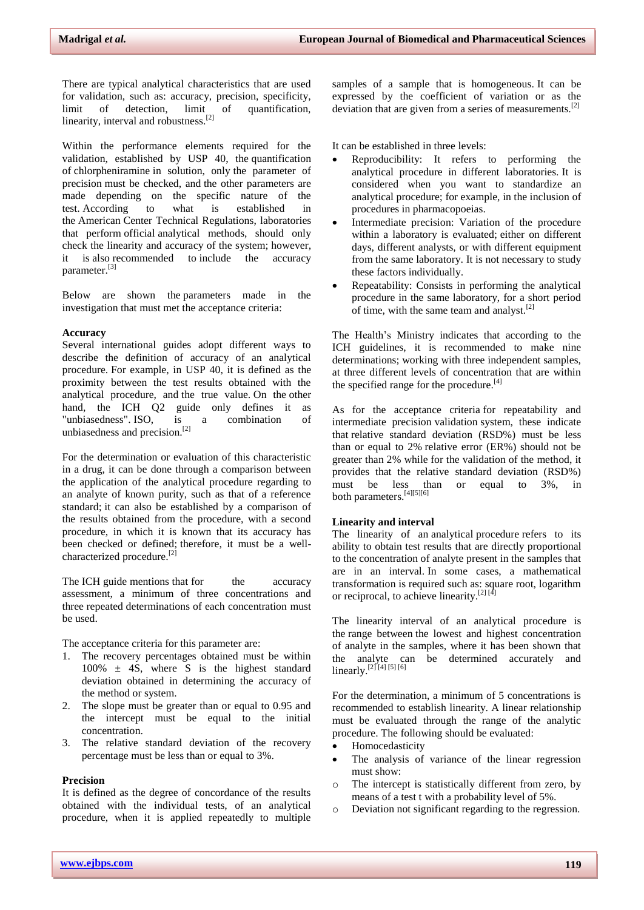There are typical analytical characteristics that are used for validation, such as: accuracy, precision, specificity, limit of detection, limit of quantification, linearity, interval and robustness.[2]

Within the performance elements required for the validation, established by USP 40, the quantification of chlorpheniramine in solution, only the parameter of precision must be checked, and the other parameters are made depending on the specific nature of the test. According to what is established in the American Center Technical Regulations, laboratories that perform official analytical methods, should only check the linearity and accuracy of the system; however, it is also recommended to include the accuracy parameter.[3]

Below are shown the parameters made in the investigation that must met the acceptance criteria:

**Accuracy**

Several international guides adopt different ways to describe the definition of accuracy of an analytical procedure. For example, in USP 40, it is defined as the proximity between the test results obtained with the analytical procedure, and the true value. On the other hand, the ICH Q2 guide only defines it as "unbiasedness". ISO, is a combination of unbiasedness and precision.[2]

For the determination or evaluation of this characteristic in a drug, it can be done through a comparison between the application of the analytical procedure regarding to an analyte of known purity, such as that of a reference standard; it can also be established by a comparison of the results obtained from the procedure, with a second procedure, in which it is known that its accuracy has been checked or defined; therefore, it must be a well-characterized procedure.[2]

The ICH guide mentions that for the accuracy assessment, a minimum of three concentrations and three repeated determinations of each concentration must be used.

The acceptance criteria for this parameter are:

1. The recovery percentages obtained must be within 100% ± 4S, where S is the highest standard deviation obtained in determining the accuracy of the method or system.
2. The slope must be greater than or equal to 0.95 and the intercept must be equal to the initial concentration.
3. The relative standard deviation of the recovery percentage must be less than or equal to 3%.

**Precision**

It is defined as the degree of concordance of the results obtained with the individual tests, of an analytical procedure, when it is applied repeatedly to multiple samples of a sample that is homogeneous. It can be expressed by the coefficient of variation or as the deviation that are given from a series of measurements.[2]

It can be established in three levels:

- Reproducibility: It refers to performing the analytical procedure in different laboratories. It is considered when you want to standardize an analytical procedure; for example, in the inclusion of procedures in pharmacopoeias.
- Intermediate precision: Variation of the procedure within a laboratory is evaluated; either on different days, different analysts, or with different equipment from the same laboratory. It is not necessary to study these factors individually.
- Repeatability: Consists in performing the analytical procedure in the same laboratory, for a short period of time, with the same team and analyst.[2]

The Health's Ministry indicates that according to the ICH guidelines, it is recommended to make nine determinations; working with three independent samples, at three different levels of concentration that are within the specified range for the procedure.[4]

As for the acceptance criteria for repeatability and intermediate precision validation system, these indicate that relative standard deviation (RSD%) must be less than or equal to 2% relative error (ER%) should not be greater than 2% while for the validation of the method, it provides that the relative standard deviation (RSD%) must be less than or equal to 3%, in both parameters.[4][5][6]

**Linearity and interval**

The linearity of an analytical procedure refers to its ability to obtain test results that are directly proportional to the concentration of analyte present in the samples that are in an interval. In some cases, a mathematical transformation is required such as: square root, logarithm or reciprocal, to achieve linearity.[2] [4]

The linearity interval of an analytical procedure is the range between the lowest and highest concentration of analyte in the samples, where it has been shown that the analyte can be determined accurately and linearly.[2] [4] [5] [6]

For the determination, a minimum of 5 concentrations is recommended to establish linearity. A linear relationship must be evaluated through the range of the analytic procedure. The following should be evaluated:

- Homocedasticity
- The analysis of variance of the linear regression must show:
  - The intercept is statistically different from zero, by means of a test t with a probability level of 5%.
  - Deviation not significant regarding to the regression.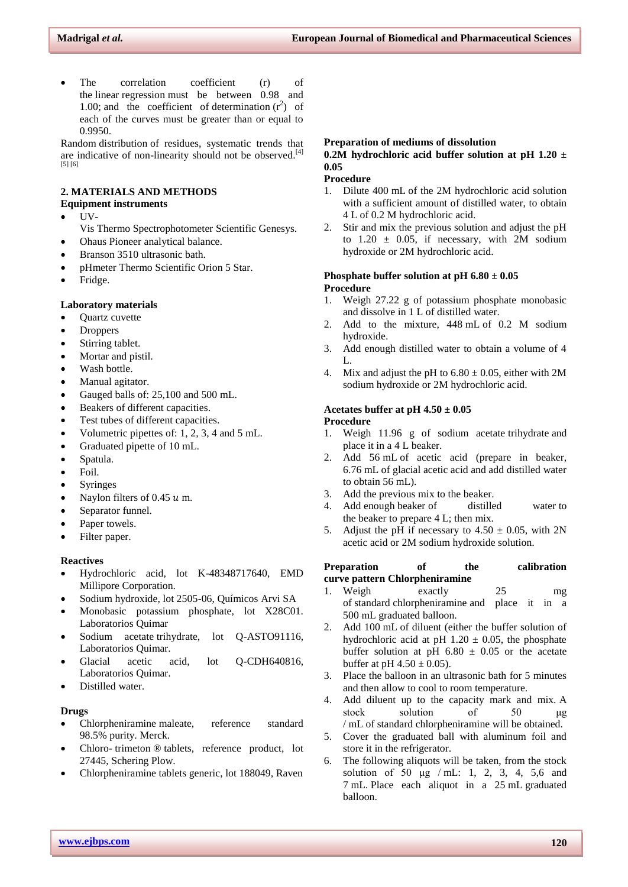- The correlation coefficient (r) of the linear regression must be between 0.98 and 1.00; and the coefficient of determination ($r^2$) of each of the curves must be greater than or equal to 0.9950.

Random distribution of residues, systematic trends that are indicative of non-linearity should not be observed.[4] [5] [6]

## 2. MATERIALS AND METHODS

**Equipment instruments**

- UV-Vis Thermo Spectrophotometer Scientific Genesys.
- Ohaus Pioneer analytical balance.
- Branson 3510 ultrasonic bath.
- pHmeter Thermo Scientific Orion 5 Star.
- Fridge.

**Laboratory materials**

- Quartz cuvette
- Droppers
- Stirring tablet.
- Mortar and pistil.
- Wash bottle.
- Manual agitator.
- Gauged balls of: 25,100 and 500 mL.
- Beakers of different capacities.
- Test tubes of different capacities.
- Volumetric pipettes of: 1, 2, 3, 4 and 5 mL.
- Graduated pipette of 10 mL.
- Spatula.
- Foil.
- Syringes
- Naylon filters of 0.45 $u$ m.
- Separator funnel.
- Paper towels.
- Filter paper.

**Reactives**

- Hydrochloric acid, lot K-48348717640, EMD Millipore Corporation.
- Sodium hydroxide, lot 2505-06, Químicos Arvi SA
- Monobasic potassium phosphate, lot X28C01. Laboratorios Quimar
- Sodium acetate trihydrate, lot Q-ASTO91116, Laboratorios Quimar.
- Glacial acetic acid, lot Q-CDH640816, Laboratorios Quimar.
- Distilled water.

**Drugs**

- Chlorpheniramine maleate, reference standard 98.5% purity. Merck.
- Chloro- trimeton ® tablets, reference product, lot 27445, Schering Plow.
- Chlorpheniramine tablets generic, lot 188049, Raven

**Preparation of mediums of dissolution**

**0.2M hydrochloric acid buffer solution at pH 1.20 ± 0.05**

**Procedure**

1. Dilute 400 mL of the 2M hydrochloric acid solution with a sufficient amount of distilled water, to obtain 4 L of 0.2 M hydrochloric acid.
2. Stir and mix the previous solution and adjust the pH to 1.20 ± 0.05, if necessary, with 2M sodium hydroxide or 2M hydrochloric acid.

**Phosphate buffer solution at pH 6.80 ± 0.05**

**Procedure**

1. Weigh 27.22 g of potassium phosphate monobasic and dissolve in 1 L of distilled water.
2. Add to the mixture, 448 mL of 0.2 M sodium hydroxide.
3. Add enough distilled water to obtain a volume of 4 L.
4. Mix and adjust the pH to 6.80 ± 0.05, either with 2M sodium hydroxide or 2M hydrochloric acid.

**Acetates buffer at pH 4.50 ± 0.05**

**Procedure**

1. Weigh 11.96 g of sodium acetate trihydrate and place it in a 4 L beaker.
2. Add 56 mL of acetic acid (prepare in beaker, 6.76 mL of glacial acetic acid and add distilled water to obtain 56 mL).
3. Add the previous mix to the beaker.
4. Add enough beaker of distilled water to the beaker to prepare 4 L; then mix.
5. Adjust the pH if necessary to 4.50 ± 0.05, with 2N acetic acid or 2M sodium hydroxide solution.

**Preparation of the calibration curve pattern Chlorpheniramine**

1. Weigh exactly 25 mg of standard chlorpheniramine and place it in a 500 mL graduated balloon.
2. Add 100 mL of diluent (either the buffer solution of hydrochloric acid at pH 1.20 ± 0.05, the phosphate buffer solution at pH 6.80 ± 0.05 or the acetate buffer at pH 4.50 ± 0.05).
3. Place the balloon in an ultrasonic bath for 5 minutes and then allow to cool to room temperature.
4. Add diluent up to the capacity mark and mix. A stock solution of 50 µg / mL of standard chlorpheniramine will be obtained.
5. Cover the graduated ball with aluminum foil and store it in the refrigerator.
6. The following aliquots will be taken, from the stock solution of 50 µg / mL: 1, 2, 3, 4, 5,6 and 7 mL. Place each aliquot in a 25 mL graduated balloon.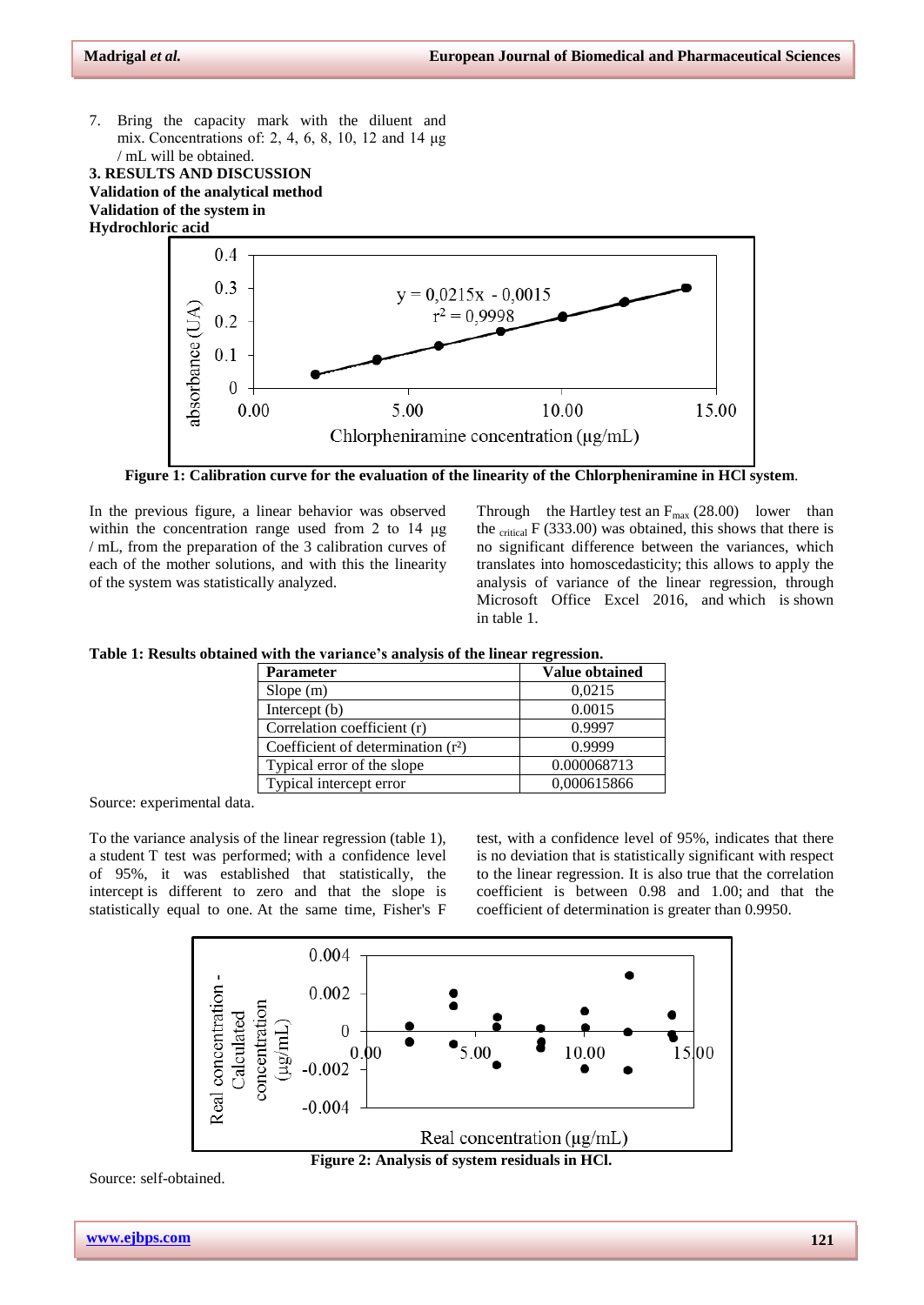7. Bring the capacity mark with the diluent and mix. Concentrations of: 2, 4, 6, 8, 10, 12 and 14 µg / mL will be obtained.

## 3. RESULTS AND DISCUSSION

### Validation of the analytical method

### Validation of the system in Hydrochloric acid

**Figure 1: Calibration curve for the evaluation of the linearity of the Chlorpheniramine in HCl system.**

In the previous figure, a linear behavior was observed within the concentration range used from 2 to 14 µg / mL, from the preparation of the 3 calibration curves of each of the mother solutions, and with this the linearity of the system was statistically analyzed.

Through the Hartley test an $F_{max}$ (28.00) lower than the $_{critical}$ F (333.00) was obtained, this shows that there is no significant difference between the variances, which translates into homoscedasticity; this allows to apply the analysis of variance of the linear regression, through Microsoft Office Excel 2016, and which is shown in table 1.

**Table 1: Results obtained with the variance's analysis of the linear regression.**

| Parameter | Value obtained |
|---|---|
| Slope (m) | 0,0215 |
| Intercept (b) | 0.0015 |
| Correlation coefficient (r) | 0.9997 |
| Coefficient of determination ($r^2$) | 0.9999 |
| Typical error of the slope | 0.000068713 |
| Typical intercept error | 0,000615866 |

Source: experimental data.

To the variance analysis of the linear regression (table 1), a student T test was performed; with a confidence level of 95%, it was established that statistically, the intercept is different to zero and that the slope is statistically equal to one. At the same time, Fisher's F test, with a confidence level of 95%, indicates that there is no deviation that is statistically significant with respect to the linear regression. It is also true that the correlation coefficient is between 0.98 and 1.00; and that the coefficient of determination is greater than 0.9950.

**Figure 2: Analysis of system residuals in HCl.**

Source: self-obtained.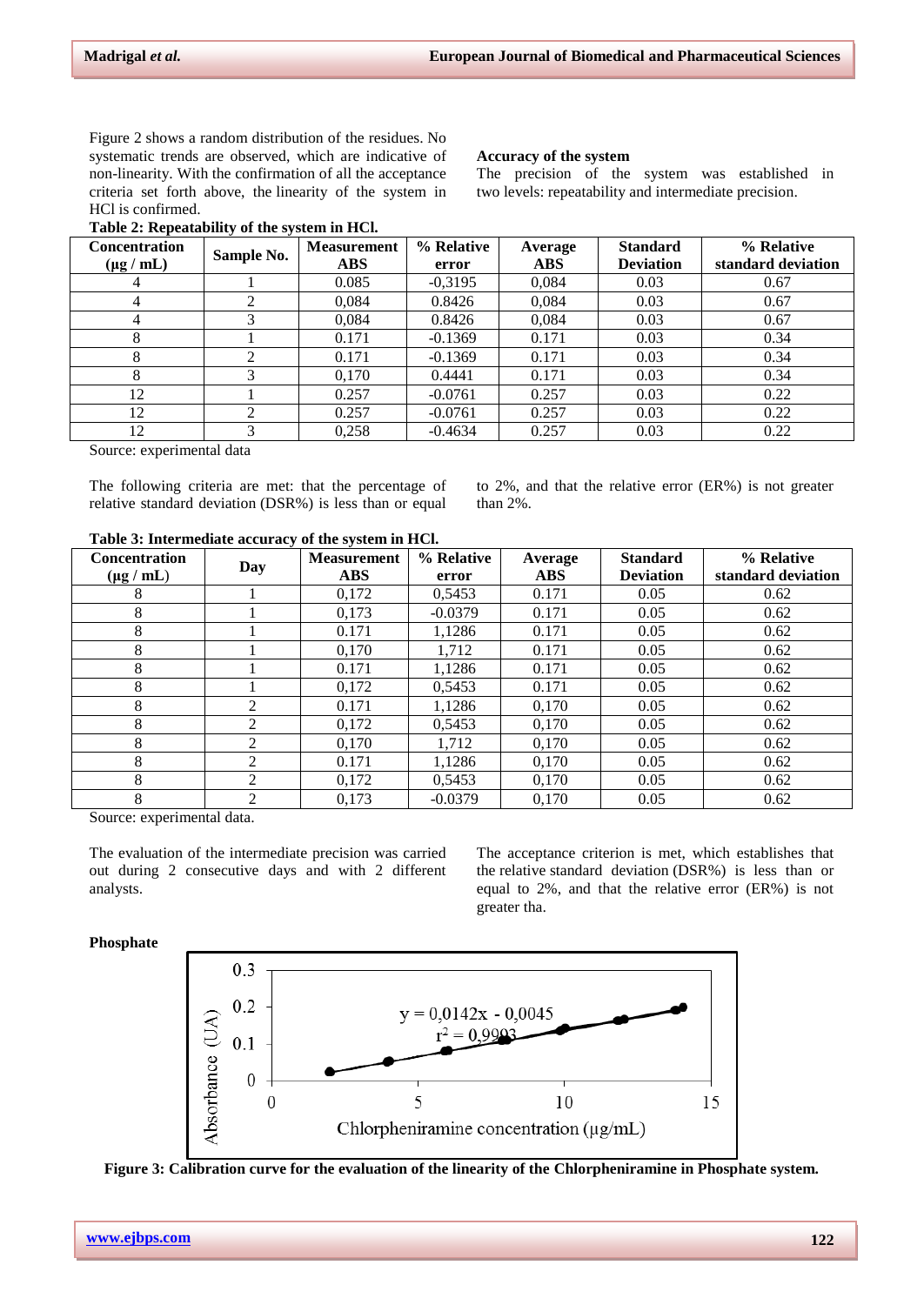Figure 2 shows a random distribution of the residues. No systematic trends are observed, which are indicative of non-linearity. With the confirmation of all the acceptance criteria set forth above, the linearity of the system in HCl is confirmed.

**Table 2: Repeatability of the system in HCl.**

| Concentration (µg / mL) | Sample No. | Measurement ABS | % Relative error | Average ABS | Standard Deviation | % Relative standard deviation |
|---|---|---|---|---|---|---|
| 4 | 1 | 0.085 | -0,3195 | 0,084 | 0.03 | 0.67 |
| 4 | 2 | 0,084 | 0.8426 | 0,084 | 0.03 | 0.67 |
| 4 | 3 | 0,084 | 0.8426 | 0,084 | 0.03 | 0.67 |
| 8 | 1 | 0.171 | -0.1369 | 0.171 | 0.03 | 0.34 |
| 8 | 2 | 0.171 | -0.1369 | 0.171 | 0.03 | 0.34 |
| 8 | 3 | 0,170 | 0.4441 | 0.171 | 0.03 | 0.34 |
| 12 | 1 | 0.257 | -0.0761 | 0.257 | 0.03 | 0.22 |
| 12 | 2 | 0.257 | -0.0761 | 0.257 | 0.03 | 0.22 |
| 12 | 3 | 0,258 | -0.4634 | 0.257 | 0.03 | 0.22 |

Source: experimental data

The following criteria are met: that the percentage of relative standard deviation (DSR%) is less than or equal to 2%, and that the relative error (ER%) is not greater than 2%.

**Accuracy of the system**

The precision of the system was established in two levels: repeatability and intermediate precision.

**Table 3: Intermediate accuracy of the system in HCl.**

| Concentration (µg / mL) | Day | Measurement ABS | % Relative error | Average ABS | Standard Deviation | % Relative standard deviation |
|---|---|---|---|---|---|---|
| 8 | 1 | 0,172 | 0,5453 | 0.171 | 0.05 | 0.62 |
| 8 | 1 | 0,173 | -0.0379 | 0.171 | 0.05 | 0.62 |
| 8 | 1 | 0.171 | 1,1286 | 0.171 | 0.05 | 0.62 |
| 8 | 1 | 0,170 | 1,712 | 0.171 | 0.05 | 0.62 |
| 8 | 1 | 0.171 | 1,1286 | 0.171 | 0.05 | 0.62 |
| 8 | 1 | 0,172 | 0,5453 | 0.171 | 0.05 | 0.62 |
| 8 | 2 | 0.171 | 1,1286 | 0,170 | 0.05 | 0.62 |
| 8 | 2 | 0,172 | 0,5453 | 0,170 | 0.05 | 0.62 |
| 8 | 2 | 0,170 | 1,712 | 0,170 | 0.05 | 0.62 |
| 8 | 2 | 0.171 | 1,1286 | 0,170 | 0.05 | 0.62 |
| 8 | 2 | 0,172 | 0,5453 | 0,170 | 0.05 | 0.62 |
| 8 | 2 | 0,173 | -0.0379 | 0,170 | 0.05 | 0.62 |

Source: experimental data.

The evaluation of the intermediate precision was carried out during 2 consecutive days and with 2 different analysts.

The acceptance criterion is met, which establishes that the relative standard deviation (DSR%) is less than or equal to 2%, and that the relative error (ER%) is not greater tha.

**Phosphate**

**Figure 3: Calibration curve for the evaluation of the linearity of the Chlorpheniramine in Phosphate system.**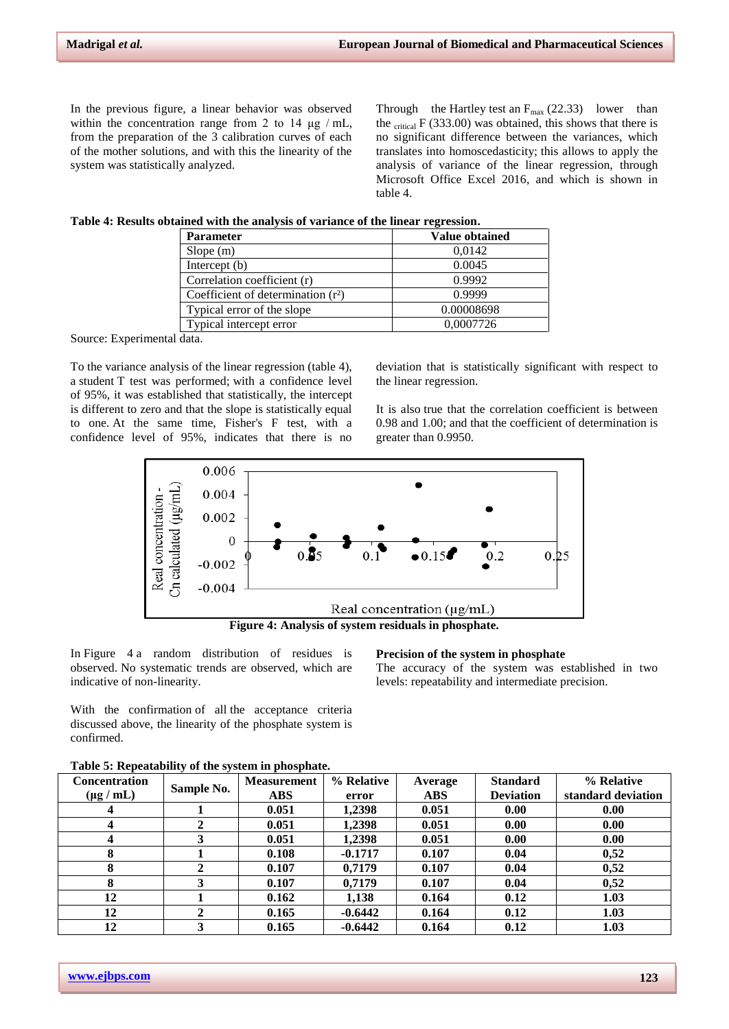In the previous figure, a linear behavior was observed within the concentration range from 2 to 14 µg / mL, from the preparation of the 3 calibration curves of each of the mother solutions, and with this the linearity of the system was statistically analyzed.

Through the Hartley test an $F_{max}$ (22.33) lower than the $_{critical}$ F (333.00) was obtained, this shows that there is no significant difference between the variances, which translates into homoscedasticity; this allows to apply the analysis of variance of the linear regression, through Microsoft Office Excel 2016, and which is shown in table 4.

**Table 4: Results obtained with the analysis of variance of the linear regression.**

| Parameter | Value obtained |
|---|---|
| Slope (m) | 0,0142 |
| Intercept (b) | 0.0045 |
| Correlation coefficient (r) | 0.9992 |
| Coefficient of determination ($r^2$) | 0.9999 |
| Typical error of the slope | 0.00008698 |
| Typical intercept error | 0,0007726 |

Source: Experimental data.

To the variance analysis of the linear regression (table 4), a student T test was performed; with a confidence level of 95%, it was established that statistically, the intercept is different to zero and that the slope is statistically equal to one. At the same time, Fisher's F test, with a confidence level of 95%, indicates that there is no deviation that is statistically significant with respect to the linear regression.

It is also true that the correlation coefficient is between 0.98 and 1.00; and that the coefficient of determination is greater than 0.9950.

**Figure 4: Analysis of system residuals in phosphate.**

In Figure 4 a random distribution of residues is observed. No systematic trends are observed, which are indicative of non-linearity.

With the confirmation of all the acceptance criteria discussed above, the linearity of the phosphate system is confirmed.

**Precision of the system in phosphate**

The accuracy of the system was established in two levels: repeatability and intermediate precision.

**Table 5: Repeatability of the system in phosphate.**

| Concentration (µg / mL) | Sample No. | Measurement ABS | % Relative error | Average ABS | Standard Deviation | % Relative standard deviation |
|---|---|---|---|---|---|---|
| **4** | **1** | **0.051** | **1,2398** | **0.051** | **0.00** | **0.00** |
| **4** | **2** | **0.051** | **1,2398** | **0.051** | **0.00** | **0.00** |
| **4** | **3** | **0.051** | **1,2398** | **0.051** | **0.00** | **0.00** |
| **8** | **1** | **0.108** | **-0.1717** | **0.107** | **0.04** | **0,52** |
| **8** | **2** | **0.107** | **0,7179** | **0.107** | **0.04** | **0,52** |
| **8** | **3** | **0.107** | **0,7179** | **0.107** | **0.04** | **0,52** |
| **12** | **1** | **0.162** | **1,138** | **0.164** | **0.12** | **1.03** |
| **12** | **2** | **0.165** | **-0.6442** | **0.164** | **0.12** | **1.03** |
| **12** | **3** | **0.165** | **-0.6442** | **0.164** | **0.12** | **1.03** |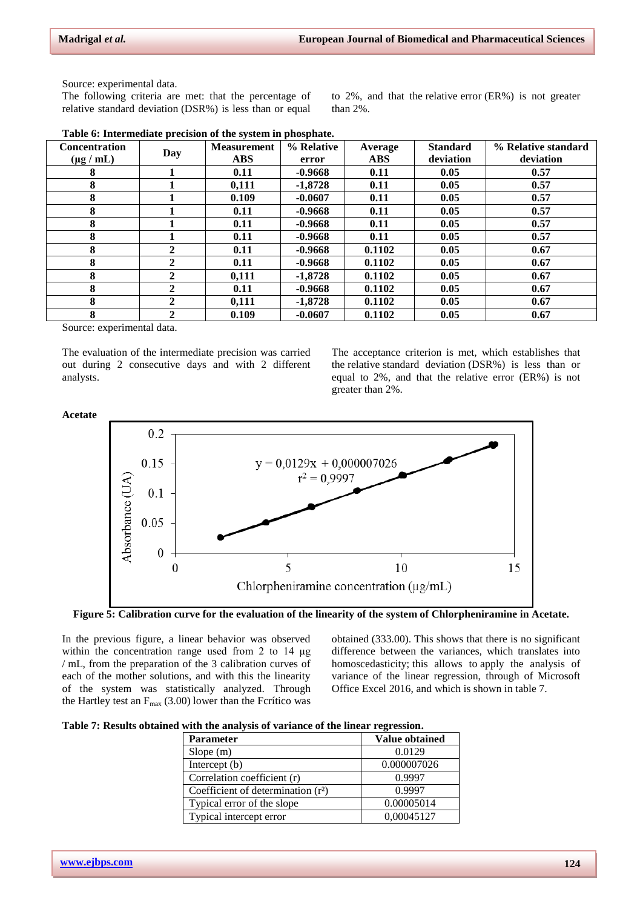Source: experimental data.

The following criteria are met: that the percentage of relative standard deviation (DSR%) is less than or equal to 2%, and that the relative error (ER%) is not greater than 2%.

**Table 6: Intermediate precision of the system in phosphate.**

| Concentration (µg / mL) | Day | Measurement ABS | % Relative error | Average ABS | Standard deviation | % Relative standard deviation |
|---|---|---|---|---|---|---|
| 8 | 1 | 0.11 | -0.9668 | 0.11 | 0.05 | 0.57 |
| 8 | 1 | 0,111 | -1,8728 | 0.11 | 0.05 | 0.57 |
| 8 | 1 | 0.109 | -0.0607 | 0.11 | 0.05 | 0.57 |
| 8 | 1 | 0.11 | -0.9668 | 0.11 | 0.05 | 0.57 |
| 8 | 1 | 0.11 | -0.9668 | 0.11 | 0.05 | 0.57 |
| 8 | 1 | 0.11 | -0.9668 | 0.11 | 0.05 | 0.57 |
| 8 | 2 | 0.11 | -0.9668 | 0.1102 | 0.05 | 0.67 |
| 8 | 2 | 0.11 | -0.9668 | 0.1102 | 0.05 | 0.67 |
| 8 | 2 | 0,111 | -1,8728 | 0.1102 | 0.05 | 0.67 |
| 8 | 2 | 0.11 | -0.9668 | 0.1102 | 0.05 | 0.67 |
| 8 | 2 | 0,111 | -1,8728 | 0.1102 | 0.05 | 0.67 |
| 8 | 2 | 0.109 | -0.0607 | 0.1102 | 0.05 | 0.67 |

Source: experimental data.

The evaluation of the intermediate precision was carried out during 2 consecutive days and with 2 different analysts.

The acceptance criterion is met, which establishes that the relative standard deviation (DSR%) is less than or equal to 2%, and that the relative error (ER%) is not greater than 2%.

**Acetate**

$y = 0{,}0129x + 0{,}000007026$

$r^2 = 0{,}9997$

**Figure 5: Calibration curve for the evaluation of the linearity of the system of Chlorpheniramine in Acetate.**

In the previous figure, a linear behavior was observed within the concentration range used from 2 to 14 µg / mL, from the preparation of the 3 calibration curves of each of the mother solutions, and with this the linearity of the system was statistically analyzed. Through the Hartley test an $F_{max}$ (3.00) lower than the Fcrítico was obtained (333.00). This shows that there is no significant difference between the variances, which translates into homoscedasticity; this allows to apply the analysis of variance of the linear regression, through of Microsoft Office Excel 2016, and which is shown in table 7.

**Table 7: Results obtained with the analysis of variance of the linear regression.**

| Parameter | Value obtained |
|---|---|
| Slope (m) | 0.0129 |
| Intercept (b) | 0.000007026 |
| Correlation coefficient (r) | 0.9997 |
| Coefficient of determination ($r^2$) | 0.9997 |
| Typical error of the slope | 0.00005014 |
| Typical intercept error | 0,00045127 |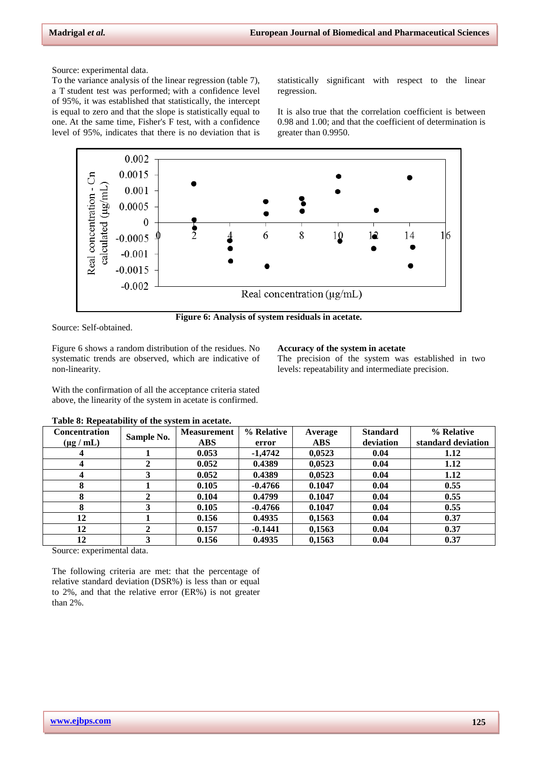Source: experimental data.

To the variance analysis of the linear regression (table 7), a T student test was performed; with a confidence level of 95%, it was established that statistically, the intercept is equal to zero and that the slope is statistically equal to one. At the same time, Fisher's F test, with a confidence level of 95%, indicates that there is no deviation that is statistically significant with respect to the linear regression.

It is also true that the correlation coefficient is between 0.98 and 1.00; and that the coefficient of determination is greater than 0.9950.

**Figure 6: Analysis of system residuals in acetate.**

Source: Self-obtained.

Figure 6 shows a random distribution of the residues. No systematic trends are observed, which are indicative of non-linearity.

With the confirmation of all the acceptance criteria stated above, the linearity of the system in acetate is confirmed.

**Accuracy of the system in acetate**

The precision of the system was established in two levels: repeatability and intermediate precision.

**Table 8: Repeatability of the system in acetate.**

| Concentration (µg / mL) | Sample No. | Measurement ABS | % Relative error | Average ABS | Standard deviation | % Relative standard deviation |
|---|---|---|---|---|---|---|
| 4 | 1 | 0.053 | -1,4742 | 0,0523 | 0.04 | 1.12 |
| 4 | 2 | 0.052 | 0.4389 | 0,0523 | 0.04 | 1.12 |
| 4 | 3 | 0.052 | 0.4389 | 0,0523 | 0.04 | 1.12 |
| 8 | 1 | 0.105 | -0.4766 | 0.1047 | 0.04 | 0.55 |
| 8 | 2 | 0.104 | 0.4799 | 0.1047 | 0.04 | 0.55 |
| 8 | 3 | 0.105 | -0.4766 | 0.1047 | 0.04 | 0.55 |
| 12 | 1 | 0.156 | 0.4935 | 0,1563 | 0.04 | 0.37 |
| 12 | 2 | 0.157 | -0.1441 | 0,1563 | 0.04 | 0.37 |
| 12 | 3 | 0.156 | 0.4935 | 0,1563 | 0.04 | 0.37 |

Source: experimental data.

The following criteria are met: that the percentage of relative standard deviation (DSR%) is less than or equal to 2%, and that the relative error (ER%) is not greater than 2%.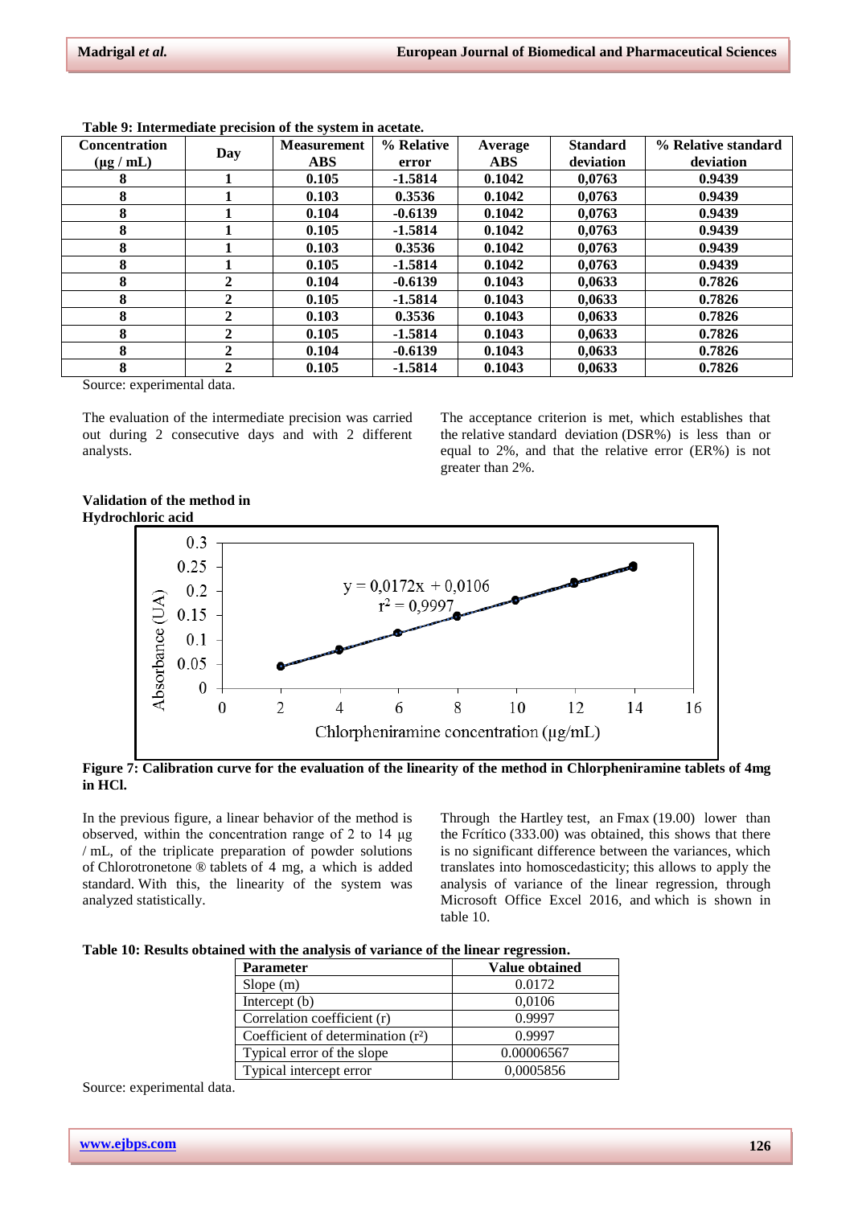**Table 9: Intermediate precision of the system in acetate.**

| Concentration (µg / mL) | Day | Measurement ABS | % Relative error | Average ABS | Standard deviation | % Relative standard deviation |
|---|---|---|---|---|---|---|
| 8 | 1 | 0.105 | -1.5814 | 0.1042 | 0,0763 | 0.9439 |
| 8 | 1 | 0.103 | 0.3536 | 0.1042 | 0,0763 | 0.9439 |
| 8 | 1 | 0.104 | -0.6139 | 0.1042 | 0,0763 | 0.9439 |
| 8 | 1 | 0.105 | -1.5814 | 0.1042 | 0,0763 | 0.9439 |
| 8 | 1 | 0.103 | 0.3536 | 0.1042 | 0,0763 | 0.9439 |
| 8 | 1 | 0.105 | -1.5814 | 0.1042 | 0,0763 | 0.9439 |
| 8 | 2 | 0.104 | -0.6139 | 0.1043 | 0,0633 | 0.7826 |
| 8 | 2 | 0.105 | -1.5814 | 0.1043 | 0,0633 | 0.7826 |
| 8 | 2 | 0.103 | 0.3536 | 0.1043 | 0,0633 | 0.7826 |
| 8 | 2 | 0.105 | -1.5814 | 0.1043 | 0,0633 | 0.7826 |
| 8 | 2 | 0.104 | -0.6139 | 0.1043 | 0,0633 | 0.7826 |
| 8 | 2 | 0.105 | -1.5814 | 0.1043 | 0,0633 | 0.7826 |

Source: experimental data.

The evaluation of the intermediate precision was carried out during 2 consecutive days and with 2 different analysts.

The acceptance criterion is met, which establishes that the relative standard deviation (DSR%) is less than or equal to 2%, and that the relative error (ER%) is not greater than 2%.

**Validation of the method in Hydrochloric acid**

$$y = 0{,}0172x + 0{,}0106$$
$$r^2 = 0{,}9997$$

**Figure 7: Calibration curve for the evaluation of the linearity of the method in Chlorpheniramine tablets of 4mg in HCl.**

In the previous figure, a linear behavior of the method is observed, within the concentration range of 2 to 14 µg / mL, of the triplicate preparation of powder solutions of Chlorotronetone ® tablets of 4 mg, a which is added standard. With this, the linearity of the system was analyzed statistically.

Through the Hartley test, an Fmax (19.00) lower than the Fcrítico (333.00) was obtained, this shows that there is no significant difference between the variances, which translates into homoscedasticity; this allows to apply the analysis of variance of the linear regression, through Microsoft Office Excel 2016, and which is shown in table 10.

**Table 10: Results obtained with the analysis of variance of the linear regression.**

| Parameter | Value obtained |
|---|---|
| Slope (m) | 0.0172 |
| Intercept (b) | 0,0106 |
| Correlation coefficient (r) | 0.9997 |
| Coefficient of determination ($r^2$) | 0.9997 |
| Typical error of the slope | 0.00006567 |
| Typical intercept error | 0,0005856 |

Source: experimental data.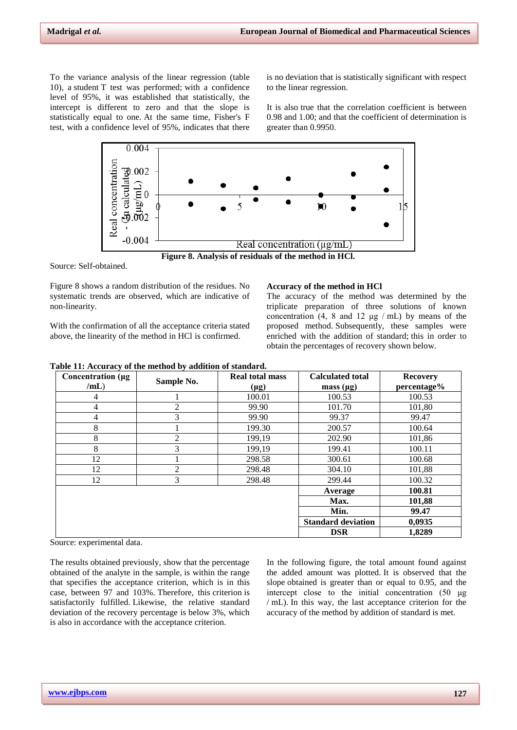To the variance analysis of the linear regression (table 10), a student T test was performed; with a confidence level of 95%, it was established that statistically, the intercept is different to zero and that the slope is statistically equal to one. At the same time, Fisher's F test, with a confidence level of 95%, indicates that there is no deviation that is statistically significant with respect to the linear regression.

It is also true that the correlation coefficient is between 0.98 and 1.00; and that the coefficient of determination is greater than 0.9950.

**Figure 8. Analysis of residuals of the method in HCl.**

Source: Self-obtained.

Figure 8 shows a random distribution of the residues. No systematic trends are observed, which are indicative of non-linearity.

With the confirmation of all the acceptance criteria stated above, the linearity of the method in HCl is confirmed.

**Accuracy of the method in HCl**

The accuracy of the method was determined by the triplicate preparation of three solutions of known concentration (4, 8 and 12 μg / mL) by means of the proposed method. Subsequently, these samples were enriched with the addition of standard; this in order to obtain the percentages of recovery shown below.

**Table 11: Accuracy of the method by addition of standard.**

| Concentration (μg /mL) | Sample No. | Real total mass (μg) | Calculated total mass (μg) | Recovery percentage% |
|---|---|---|---|---|
| 4 | 1 | 100.01 | 100.53 | 100.53 |
| 4 | 2 | 99.90 | 101.70 | 101,80 |
| 4 | 3 | 99.90 | 99.37 | 99.47 |
| 8 | 1 | 199.30 | 200.57 | 100.64 |
| 8 | 2 | 199,19 | 202.90 | 101,86 |
| 8 | 3 | 199,19 | 199.41 | 100.11 |
| 12 | 1 | 298.58 | 300.61 | 100.68 |
| 12 | 2 | 298.48 | 304.10 | 101,88 |
| 12 | 3 | 298.48 | 299.44 | 100.32 |
| | | | **Average** | **100.81** |
| | | | **Max.** | **101,88** |
| | | | **Min.** | **99.47** |
| | | | **Standard deviation** | **0,0935** |
| | | | **DSR** | **1,8289** |

Source: experimental data.

The results obtained previously, show that the percentage obtained of the analyte in the sample, is within the range that specifies the acceptance criterion, which is in this case, between 97 and 103%. Therefore, this criterion is satisfactorily fulfilled. Likewise, the relative standard deviation of the recovery percentage is below 3%, which is also in accordance with the acceptance criterion.

In the following figure, the total amount found against the added amount was plotted. It is observed that the slope obtained is greater than or equal to 0.95, and the intercept close to the initial concentration (50 μg / mL). In this way, the last acceptance criterion for the accuracy of the method by addition of standard is met.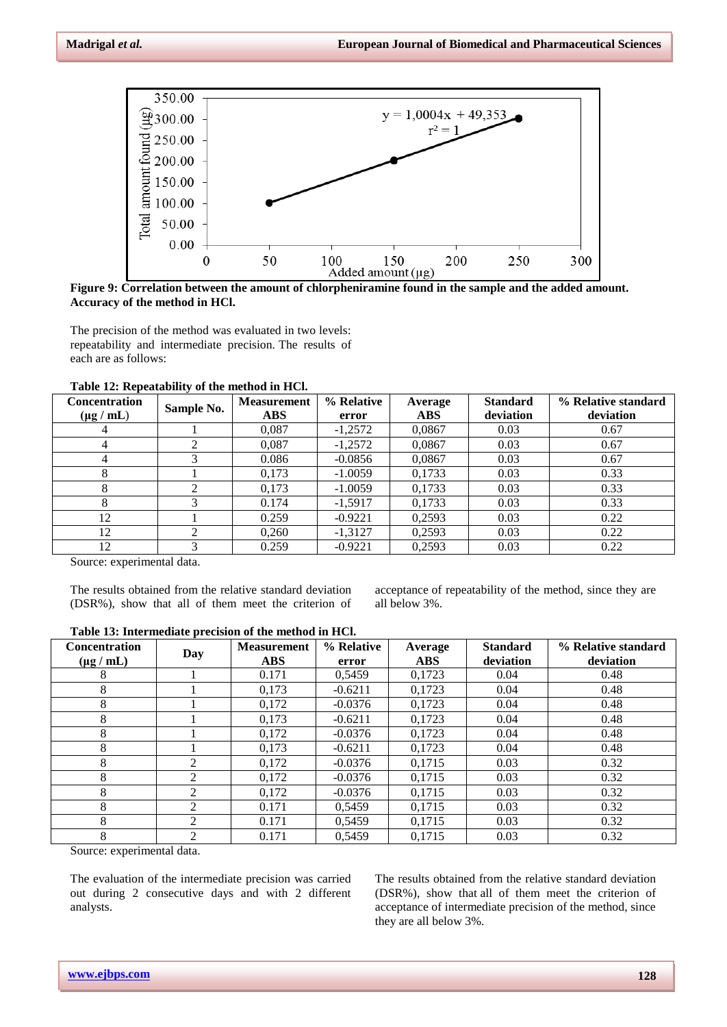**Figure 9: Correlation between the amount of chlorpheniramine found in the sample and the added amount. Accuracy of the method in HCl.**

The precision of the method was evaluated in two levels: repeatability and intermediate precision. The results of each are as follows:

**Table 12: Repeatability of the method in HCl.**

| Concentration (µg / mL) | Sample No. | Measurement ABS | % Relative error | Average ABS | Standard deviation | % Relative standard deviation |
|---|---|---|---|---|---|---|
| 4 | 1 | 0,087 | -1,2572 | 0,0867 | 0.03 | 0.67 |
| 4 | 2 | 0,087 | -1,2572 | 0,0867 | 0.03 | 0.67 |
| 4 | 3 | 0.086 | -0.0856 | 0,0867 | 0.03 | 0.67 |
| 8 | 1 | 0,173 | -1.0059 | 0,1733 | 0.03 | 0.33 |
| 8 | 2 | 0,173 | -1.0059 | 0,1733 | 0.03 | 0.33 |
| 8 | 3 | 0.174 | -1,5917 | 0,1733 | 0.03 | 0.33 |
| 12 | 1 | 0.259 | -0.9221 | 0,2593 | 0.03 | 0.22 |
| 12 | 2 | 0,260 | -1,3127 | 0,2593 | 0.03 | 0.22 |
| 12 | 3 | 0.259 | -0.9221 | 0,2593 | 0.03 | 0.22 |

Source: experimental data.

The results obtained from the relative standard deviation (DSR%), show that all of them meet the criterion of acceptance of repeatability of the method, since they are all below 3%.

**Table 13: Intermediate precision of the method in HCl.**

| Concentration (µg / mL) | Day | Measurement ABS | % Relative error | Average ABS | Standard deviation | % Relative standard deviation |
|---|---|---|---|---|---|---|
| 8 | 1 | 0.171 | 0,5459 | 0,1723 | 0.04 | 0.48 |
| 8 | 1 | 0,173 | -0.6211 | 0,1723 | 0.04 | 0.48 |
| 8 | 1 | 0,172 | -0.0376 | 0,1723 | 0.04 | 0.48 |
| 8 | 1 | 0,173 | -0.6211 | 0,1723 | 0.04 | 0.48 |
| 8 | 1 | 0,172 | -0.0376 | 0,1723 | 0.04 | 0.48 |
| 8 | 1 | 0,173 | -0.6211 | 0,1723 | 0.04 | 0.48 |
| 8 | 2 | 0,172 | -0.0376 | 0,1715 | 0.03 | 0.32 |
| 8 | 2 | 0,172 | -0.0376 | 0,1715 | 0.03 | 0.32 |
| 8 | 2 | 0,172 | -0.0376 | 0,1715 | 0.03 | 0.32 |
| 8 | 2 | 0.171 | 0,5459 | 0,1715 | 0.03 | 0.32 |
| 8 | 2 | 0.171 | 0,5459 | 0,1715 | 0.03 | 0.32 |
| 8 | 2 | 0.171 | 0,5459 | 0,1715 | 0.03 | 0.32 |

Source: experimental data.

The evaluation of the intermediate precision was carried out during 2 consecutive days and with 2 different analysts.

The results obtained from the relative standard deviation (DSR%), show that all of them meet the criterion of acceptance of intermediate precision of the method, since they are all below 3%.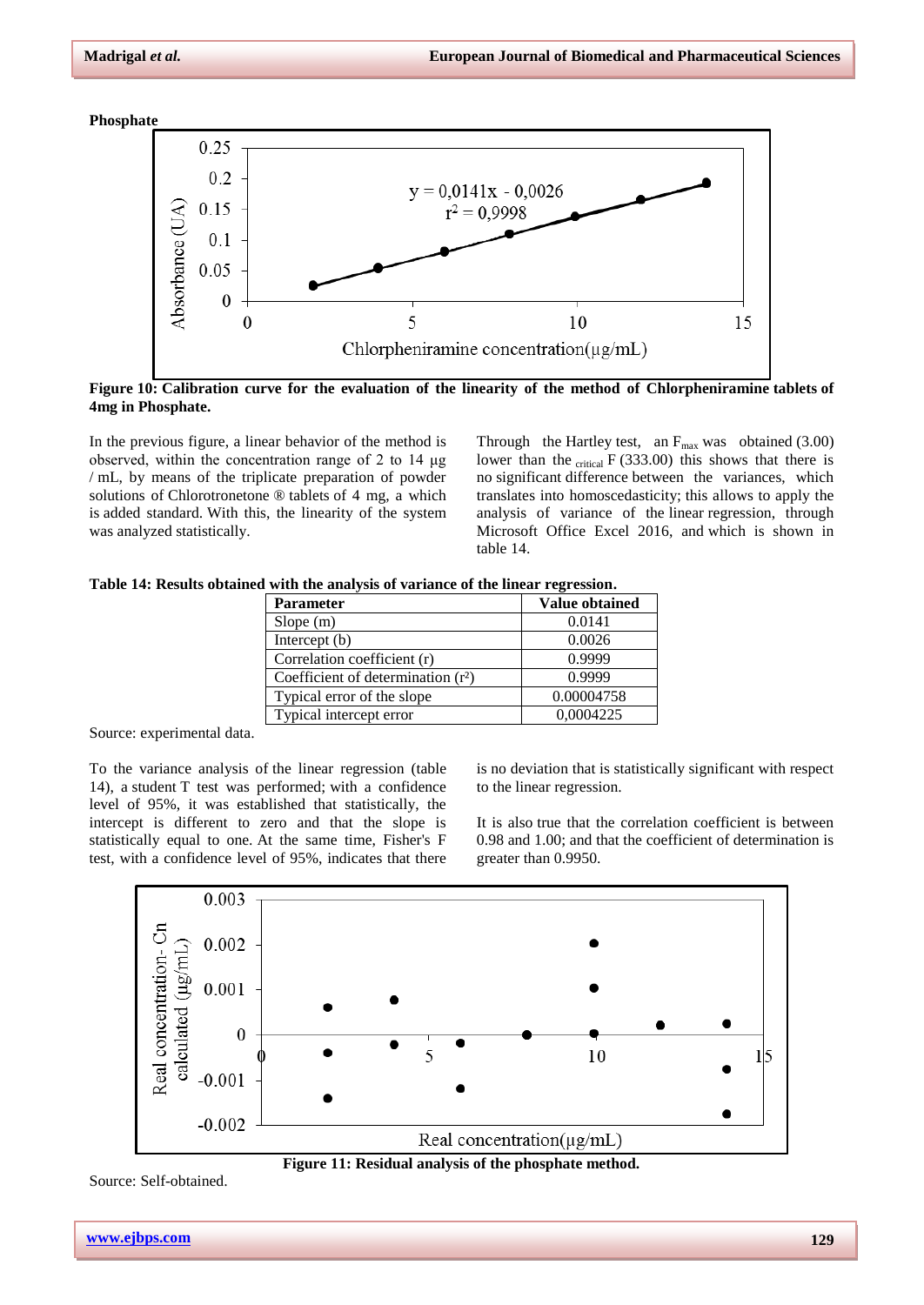**Phosphate**

**Figure 10: Calibration curve for the evaluation of the linearity of the method of Chlorpheniramine tablets of 4mg in Phosphate.**

In the previous figure, a linear behavior of the method is observed, within the concentration range of 2 to 14 µg / mL, by means of the triplicate preparation of powder solutions of Chlorotronetone ® tablets of 4 mg, as which is added standard. With this, the linearity of the system was analyzed statistically.

Through the Hartley test, an $F_{max}$ was obtained (3.00) lower than the $_{critical}$ F (333.00) this shows that there is no significant difference between the variances, which translates into homoscedasticity; this allows to apply the analysis of variance of the linear regression, through Microsoft Office Excel 2016, and which is shown in table 14.

**Table 14: Results obtained with the analysis of variance of the linear regression.**

| Parameter | Value obtained |
|---|---|
| Slope (m) | 0.0141 |
| Intercept (b) | 0.0026 |
| Correlation coefficient (r) | 0.9999 |
| Coefficient of determination (r²) | 0.9999 |
| Typical error of the slope | 0.00004758 |
| Typical intercept error | 0,0004225 |

Source: experimental data.

To the variance analysis of the linear regression (table 14), a student T test was performed; with a confidence level of 95%, it was established that statistically, the intercept is different to zero and that the slope is statistically equal to one. At the same time, Fisher's F test, with a confidence level of 95%, indicates that there is no deviation that is statistically significant with respect to the linear regression.

It is also true that the correlation coefficient is between 0.98 and 1.00; and that the coefficient of determination is greater than 0.9950.

**Figure 11: Residual analysis of the phosphate method.**

Source: Self-obtained.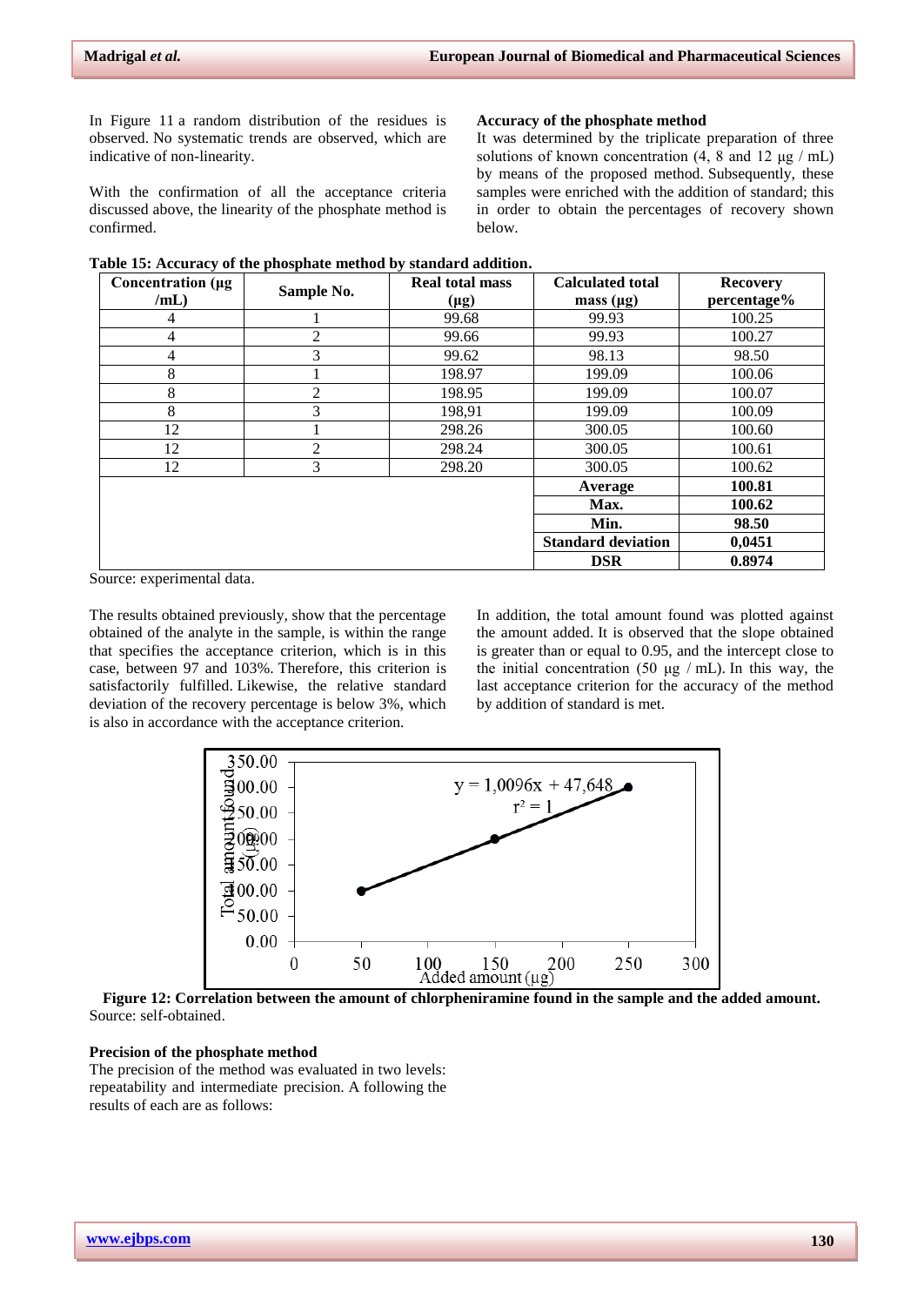In Figure 11 a random distribution of the residues is observed. No systematic trends are observed, which are indicative of non-linearity.

With the confirmation of all the acceptance criteria discussed above, the linearity of the phosphate method is confirmed.

### Accuracy of the phosphate method

It was determined by the triplicate preparation of three solutions of known concentration (4, 8 and 12 µg / mL) by means of the proposed method. Subsequently, these samples were enriched with the addition of standard; this in order to obtain the percentages of recovery shown below.

**Table 15: Accuracy of the phosphate method by standard addition.**

| Concentration (µg /mL) | Sample No. | Real total mass (µg) | Calculated total mass (µg) | Recovery percentage% |
|---|---|---|---|---|
| 4 | 1 | 99.68 | 99.93 | 100.25 |
| 4 | 2 | 99.66 | 99.93 | 100.27 |
| 4 | 3 | 99.62 | 98.13 | 98.50 |
| 8 | 1 | 198.97 | 199.09 | 100.06 |
| 8 | 2 | 198.95 | 199.09 | 100.07 |
| 8 | 3 | 198,91 | 199.09 | 100.09 |
| 12 | 1 | 298.26 | 300.05 | 100.60 |
| 12 | 2 | 298.24 | 300.05 | 100.61 |
| 12 | 3 | 298.20 | 300.05 | 100.62 |
| | | | **Average** | **100.81** |
| | | | **Max.** | **100.62** |
| | | | **Min.** | **98.50** |
| | | | **Standard deviation** | **0,0451** |
| | | | **DSR** | **0.8974** |

Source: experimental data.

The results obtained previously, show that the percentage obtained of the analyte in the sample, is within the range that specifies the acceptance criterion, which is in this case, between 97 and 103%. Therefore, this criterion is satisfactorily fulfilled. Likewise, the relative standard deviation of the recovery percentage is below 3%, which is also in accordance with the acceptance criterion.

In addition, the total amount found was plotted against the amount added. It is observed that the slope obtained is greater than or equal to 0.95, and the intercept close to the initial concentration (50 µg / mL). In this way, the last acceptance criterion for the accuracy of the method by addition of standard is met.

**Figure 12: Correlation between the amount of chlorpheniramine found in the sample and the added amount.**
Source: self-obtained.

### Precision of the phosphate method

The precision of the method was evaluated in two levels: repeatability and intermediate precision. A following the results of each are as follows: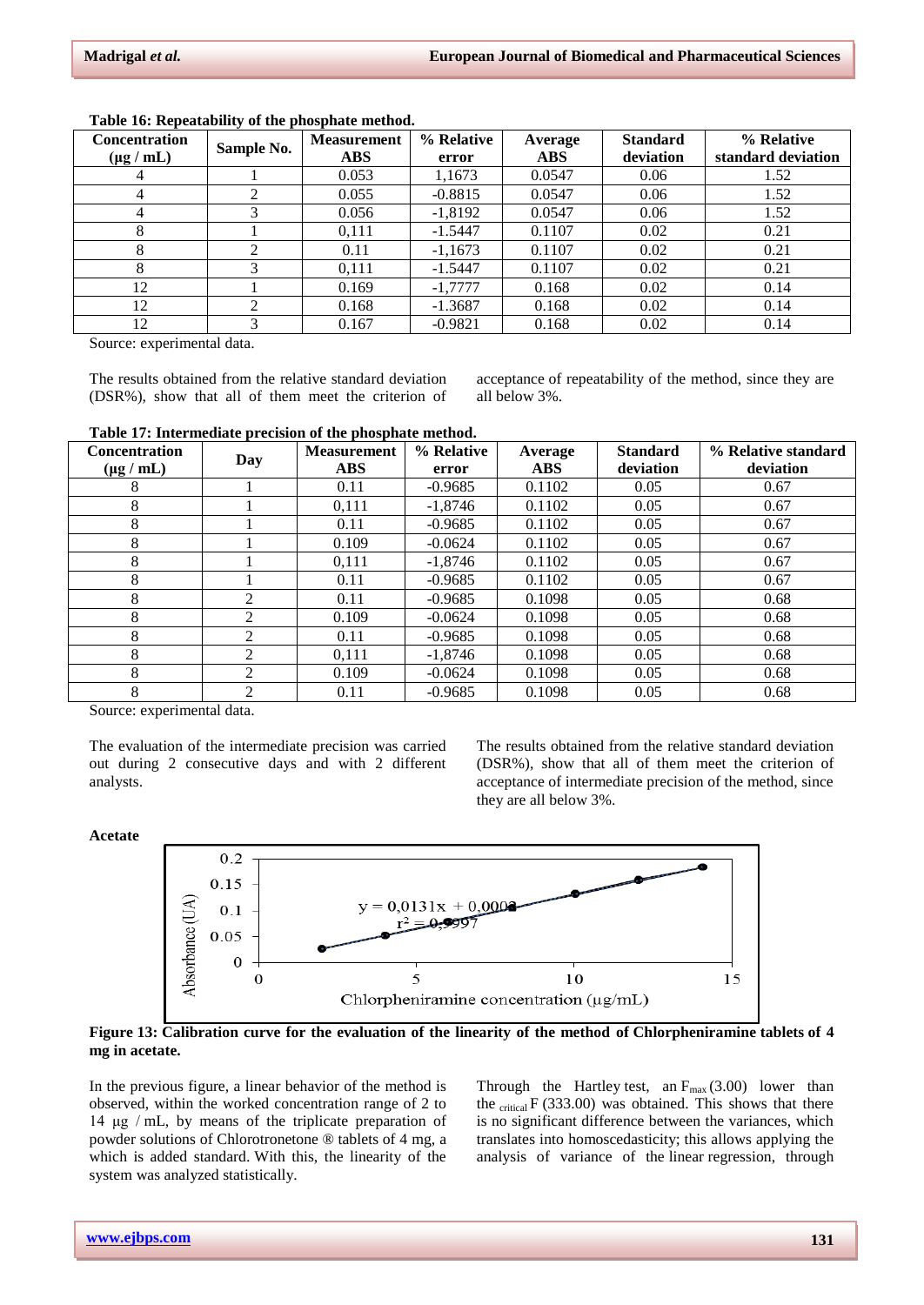**Table 16: Repeatability of the phosphate method.**

| Concentration (µg / mL) | Sample No. | Measurement ABS | % Relative error | Average ABS | Standard deviation | % Relative standard deviation |
|---|---|---|---|---|---|---|
| 4 | 1 | 0.053 | 1,1673 | 0.0547 | 0.06 | 1.52 |
| 4 | 2 | 0.055 | -0.8815 | 0.0547 | 0.06 | 1.52 |
| 4 | 3 | 0.056 | -1,8192 | 0.0547 | 0.06 | 1.52 |
| 8 | 1 | 0,111 | -1.5447 | 0.1107 | 0.02 | 0.21 |
| 8 | 2 | 0.11 | -1,1673 | 0.1107 | 0.02 | 0.21 |
| 8 | 3 | 0,111 | -1.5447 | 0.1107 | 0.02 | 0.21 |
| 12 | 1 | 0.169 | -1,7777 | 0.168 | 0.02 | 0.14 |
| 12 | 2 | 0.168 | -1.3687 | 0.168 | 0.02 | 0.14 |
| 12 | 3 | 0.167 | -0.9821 | 0.168 | 0.02 | 0.14 |

Source: experimental data.

The results obtained from the relative standard deviation (DSR%), show that all of them meet the criterion of acceptance of repeatability of the method, since they are all below 3%.

**Table 17: Intermediate precision of the phosphate method.**

| Concentration (µg / mL) | Day | Measurement ABS | % Relative error | Average ABS | Standard deviation | % Relative standard deviation |
|---|---|---|---|---|---|---|
| 8 | 1 | 0.11 | -0.9685 | 0.1102 | 0.05 | 0.67 |
| 8 | 1 | 0,111 | -1,8746 | 0.1102 | 0.05 | 0.67 |
| 8 | 1 | 0.11 | -0.9685 | 0.1102 | 0.05 | 0.67 |
| 8 | 1 | 0.109 | -0.0624 | 0.1102 | 0.05 | 0.67 |
| 8 | 1 | 0,111 | -1,8746 | 0.1102 | 0.05 | 0.67 |
| 8 | 1 | 0.11 | -0.9685 | 0.1102 | 0.05 | 0.67 |
| 8 | 2 | 0.11 | -0.9685 | 0.1098 | 0.05 | 0.68 |
| 8 | 2 | 0.109 | -0.0624 | 0.1098 | 0.05 | 0.68 |
| 8 | 2 | 0.11 | -0.9685 | 0.1098 | 0.05 | 0.68 |
| 8 | 2 | 0,111 | -1,8746 | 0.1098 | 0.05 | 0.68 |
| 8 | 2 | 0.109 | -0.0624 | 0.1098 | 0.05 | 0.68 |
| 8 | 2 | 0.11 | -0.9685 | 0.1098 | 0.05 | 0.68 |

Source: experimental data.

The evaluation of the intermediate precision was carried out during 2 consecutive days and with 2 different analysts.

The results obtained from the relative standard deviation (DSR%), show that all of them meet the criterion of acceptance of intermediate precision of the method, since they are all below 3%.

**Acetate**

$y = 0,0131x + 0,0002$
$r^2 = 0,9997$

**Figure 13: Calibration curve for the evaluation of the linearity of the method of Chlorpheniramine tablets of 4 mg in acetate.**

In the previous figure, a linear behavior of the method is observed, within the worked concentration range of 2 to 14 µg / mL, by means of the triplicate preparation of powder solutions of Chlorotronetone ® tablets of 4 mg, a which is added standard. With this, the linearity of the system was analyzed statistically.

Through the Hartley test, an $F_{max}$ (3.00) lower than the $_{critical}$ F (333.00) was obtained. This shows that there is no significant difference between the variances, which translates into homoscedasticity; this allows applying the analysis of variance of the linear regression, through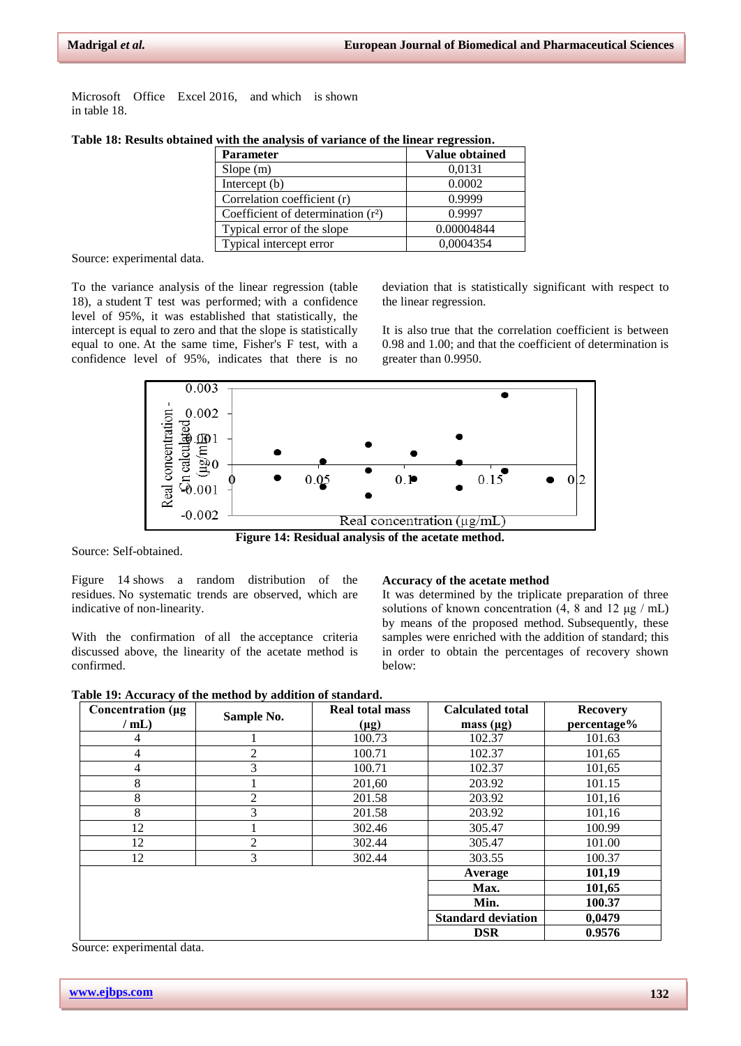Microsoft Office Excel 2016, and which is shown in table 18.

**Table 18: Results obtained with the analysis of variance of the linear regression.**

| Parameter | Value obtained |
|---|---|
| Slope (m) | 0,0131 |
| Intercept (b) | 0.0002 |
| Correlation coefficient (r) | 0.9999 |
| Coefficient of determination ($r^2$) | 0.9997 |
| Typical error of the slope | 0.00004844 |
| Typical intercept error | 0,0004354 |

Source: experimental data.

To the variance analysis of the linear regression (table 18), a student T test was performed; with a confidence level of 95%, it was established that statistically, the intercept is equal to zero and that the slope is statistically equal to one. At the same time, Fisher's F test, with a confidence level of 95%, indicates that there is no deviation that is statistically significant with respect to the linear regression.

It is also true that the correlation coefficient is between 0.98 and 1.00; and that the coefficient of determination is greater than 0.9950.

**Figure 14: Residual analysis of the acetate method.**

Source: Self-obtained.

Figure 14 shows a random distribution of the residues. No systematic trends are observed, which are indicative of non-linearity.

With the confirmation of all the acceptance criteria discussed above, the linearity of the acetate method is confirmed.

**Accuracy of the acetate method**

It was determined by the triplicate preparation of three solutions of known concentration (4, 8 and 12 µg / mL) by means of the proposed method. Subsequently, these samples were enriched with the addition of standard; this in order to obtain the percentages of recovery shown below:

**Table 19: Accuracy of the method by addition of standard.**

| Concentration (µg / mL) | Sample No. | Real total mass (µg) | Calculated total mass (µg) | Recovery percentage% |
|---|---|---|---|---|
| 4 | 1 | 100.73 | 102.37 | 101.63 |
| 4 | 2 | 100.71 | 102.37 | 101,65 |
| 4 | 3 | 100.71 | 102.37 | 101,65 |
| 8 | 1 | 201,60 | 203.92 | 101.15 |
| 8 | 2 | 201.58 | 203.92 | 101,16 |
| 8 | 3 | 201.58 | 203.92 | 101,16 |
| 12 | 1 | 302.46 | 305.47 | 100.99 |
| 12 | 2 | 302.44 | 305.47 | 101.00 |
| 12 | 3 | 302.44 | 303.55 | 100.37 |
| | | | **Average** | **101,19** |
| | | | **Max.** | **101,65** |
| | | | **Min.** | **100.37** |
| | | | **Standard deviation** | **0,0479** |
| | | | **DSR** | **0.9576** |

Source: experimental data.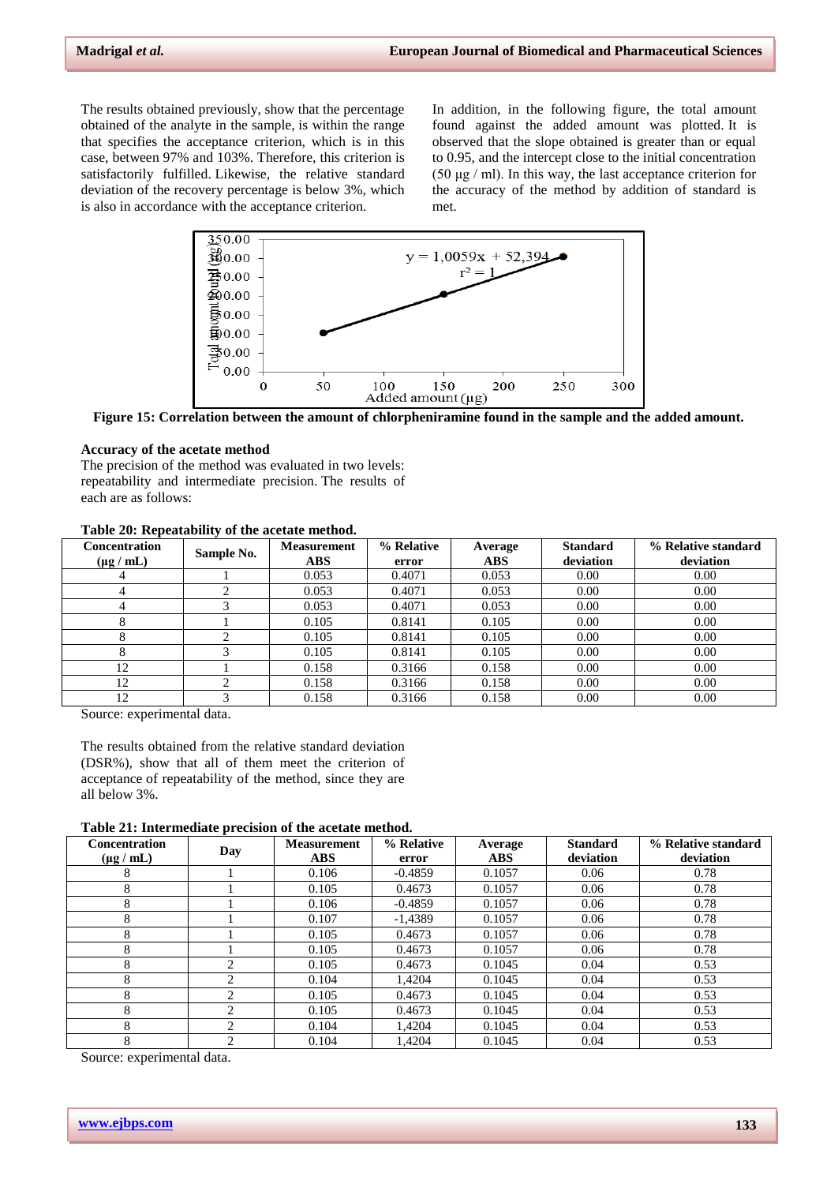The results obtained previously, show that the percentage obtained of the analyte in the sample, is within the range that specifies the acceptance criterion, which is in this case, between 97% and 103%. Therefore, this criterion is satisfactorily fulfilled. Likewise, the relative standard deviation of the recovery percentage is below 3%, which is also in accordance with the acceptance criterion.

In addition, in the following figure, the total amount found against the added amount was plotted. It is observed that the slope obtained is greater than or equal to 0.95, and the intercept close to the initial concentration (50 μg / ml). In this way, the last acceptance criterion for the accuracy of the method by addition of standard is met.

**Figure 15: Correlation between the amount of chlorpheniramine found in the sample and the added amount.**

### Accuracy of the acetate method

The precision of the method was evaluated in two levels: repeatability and intermediate precision. The results of each are as follows:

**Table 20: Repeatability of the acetate method.**

| Concentration (μg / mL) | Sample No. | Measurement ABS | % Relative error | Average ABS | Standard deviation | % Relative standard deviation |
|---|---|---|---|---|---|---|
| 4 | 1 | 0.053 | 0.4071 | 0.053 | 0.00 | 0.00 |
| 4 | 2 | 0.053 | 0.4071 | 0.053 | 0.00 | 0.00 |
| 4 | 3 | 0.053 | 0.4071 | 0.053 | 0.00 | 0.00 |
| 8 | 1 | 0.105 | 0.8141 | 0.105 | 0.00 | 0.00 |
| 8 | 2 | 0.105 | 0.8141 | 0.105 | 0.00 | 0.00 |
| 8 | 3 | 0.105 | 0.8141 | 0.105 | 0.00 | 0.00 |
| 12 | 1 | 0.158 | 0.3166 | 0.158 | 0.00 | 0.00 |
| 12 | 2 | 0.158 | 0.3166 | 0.158 | 0.00 | 0.00 |
| 12 | 3 | 0.158 | 0.3166 | 0.158 | 0.00 | 0.00 |

Source: experimental data.

The results obtained from the relative standard deviation (DSR%), show that all of them meet the criterion of acceptance of repeatability of the method, since they are all below 3%.

**Table 21: Intermediate precision of the acetate method.**

| Concentration (μg / mL) | Day | Measurement ABS | % Relative error | Average ABS | Standard deviation | % Relative standard deviation |
|---|---|---|---|---|---|---|
| 8 | 1 | 0.106 | -0.4859 | 0.1057 | 0.06 | 0.78 |
| 8 | 1 | 0.105 | 0.4673 | 0.1057 | 0.06 | 0.78 |
| 8 | 1 | 0.106 | -0.4859 | 0.1057 | 0.06 | 0.78 |
| 8 | 1 | 0.107 | -1,4389 | 0.1057 | 0.06 | 0.78 |
| 8 | 1 | 0.105 | 0.4673 | 0.1057 | 0.06 | 0.78 |
| 8 | 1 | 0.105 | 0.4673 | 0.1057 | 0.06 | 0.78 |
| 8 | 2 | 0.105 | 0.4673 | 0.1045 | 0.04 | 0.53 |
| 8 | 2 | 0.104 | 1,4204 | 0.1045 | 0.04 | 0.53 |
| 8 | 2 | 0.105 | 0.4673 | 0.1045 | 0.04 | 0.53 |
| 8 | 2 | 0.105 | 0.4673 | 0.1045 | 0.04 | 0.53 |
| 8 | 2 | 0.104 | 1,4204 | 0.1045 | 0.04 | 0.53 |
| 8 | 2 | 0.104 | 1,4204 | 0.1045 | 0.04 | 0.53 |

Source: experimental data.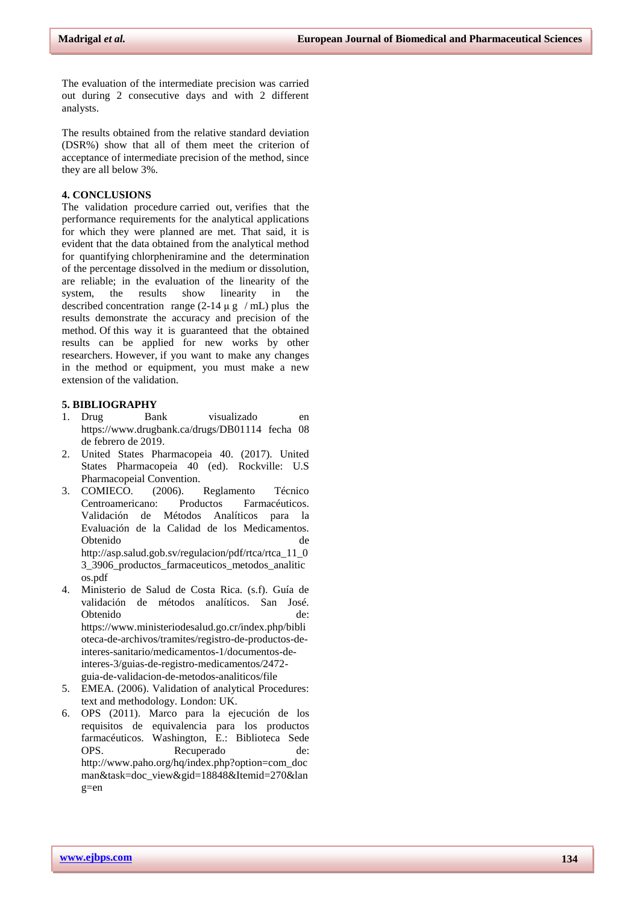The evaluation of the intermediate precision was carried out during 2 consecutive days and with 2 different analysts.

The results obtained from the relative standard deviation (DSR%) show that all of them meet the criterion of acceptance of intermediate precision of the method, since they are all below 3%.

## 4. CONCLUSIONS

The validation procedure carried out, verifies that the performance requirements for the analytical applications for which they were planned are met. That said, it is evident that the data obtained from the analytical method for quantifying chlorpheniramine and the determination of the percentage dissolved in the medium or dissolution, are reliable; in the evaluation of the linearity of the system, the results show linearity in the described concentration range (2-14 µ g / mL) plus the results demonstrate the accuracy and precision of the method. Of this way it is guaranteed that the obtained results can be applied for new works by other researchers. However, if you want to make any changes in the method or equipment, you must make a new extension of the validation.

## 5. BIBLIOGRAPHY

1. Drug Bank visualizado en https://www.drugbank.ca/drugs/DB01114 fecha 08 de febrero de 2019.
2. United States Pharmacopeia 40. (2017). United States Pharmacopeia 40 (ed). Rockville: U.S Pharmacopeial Convention.
3. COMIECO. (2006). Reglamento Técnico Centroamericano: Productos Farmacéuticos. Validación de Métodos Analíticos para la Evaluación de la Calidad de los Medicamentos. Obtenido de http://asp.salud.gob.sv/regulacion/pdf/rtca/rtca_11_03_3906_productos_farmaceuticos_metodos_analiticos.pdf
4. Ministerio de Salud de Costa Rica. (s.f). Guía de validación de métodos analíticos. San José. Obtenido de: https://www.ministeriodesalud.go.cr/index.php/biblioteca-de-archivos/tramites/registro-de-productos-de-interes-sanitario/medicamentos-1/documentos-de-interes-3/guias-de-registro-medicamentos/2472-guia-de-validacion-de-metodos-analiticos/file
5. EMEA. (2006). Validation of analytical Procedures: text and methodology. London: UK.
6. OPS (2011). Marco para la ejecución de los requisitos de equivalencia para los productos farmacéuticos. Washington, E.: Biblioteca Sede OPS. Recuperado de: http://www.paho.org/hq/index.php?option=com_docman&task=doc_view&gid=18848&Itemid=270&lang=en